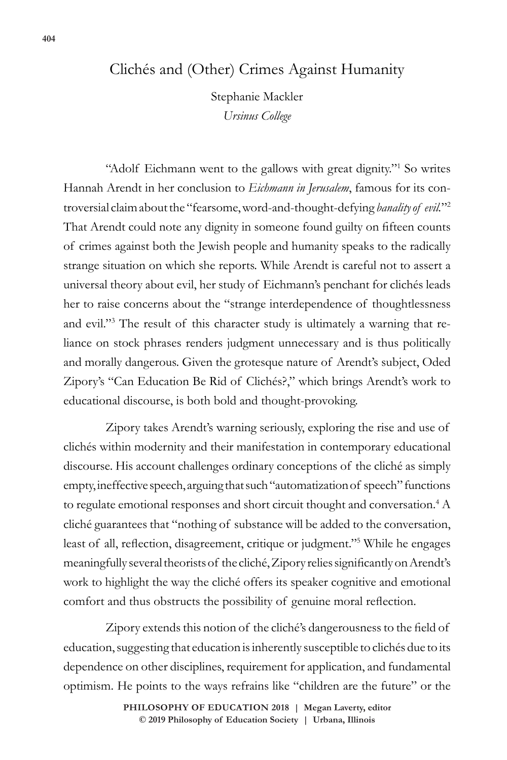# Clichés and (Other) Crimes Against Humanity

Stephanie Mackler
*Ursinus College*

"Adolf Eichmann went to the gallows with great dignity."[1] So writes Hannah Arendt in her conclusion to *Eichmann in Jerusalem*, famous for its controversial claim about the "fearsome, word-and-thought-defying *banality of evil*."[2] That Arendt could note any dignity in someone found guilty on fifteen counts of crimes against both the Jewish people and humanity speaks to the radically strange situation on which she reports. While Arendt is careful not to assert a universal theory about evil, her study of Eichmann's penchant for clichés leads her to raise concerns about the "strange interdependence of thoughtlessness and evil."[3] The result of this character study is ultimately a warning that reliance on stock phrases renders judgment unnecessary and is thus politically and morally dangerous. Given the grotesque nature of Arendt's subject, Oded Zipory's "Can Education Be Rid of Clichés?," which brings Arendt's work to educational discourse, is both bold and thought-provoking.

Zipory takes Arendt's warning seriously, exploring the rise and use of clichés within modernity and their manifestation in contemporary educational discourse. His account challenges ordinary conceptions of the cliché as simply empty, ineffective speech, arguing that such "automatization of speech" functions to regulate emotional responses and short circuit thought and conversation.[4] A cliché guarantees that "nothing of substance will be added to the conversation, least of all, reflection, disagreement, critique or judgment."[5] While he engages meaningfully several theorists of the cliché, Zipory relies significantly on Arendt's work to highlight the way the cliché offers its speaker cognitive and emotional comfort and thus obstructs the possibility of genuine moral reflection.

Zipory extends this notion of the cliché's dangerousness to the field of education, suggesting that education is inherently susceptible to clichés due to its dependence on other disciplines, requirement for application, and fundamental optimism. He points to the ways refrains like "children are the future" or the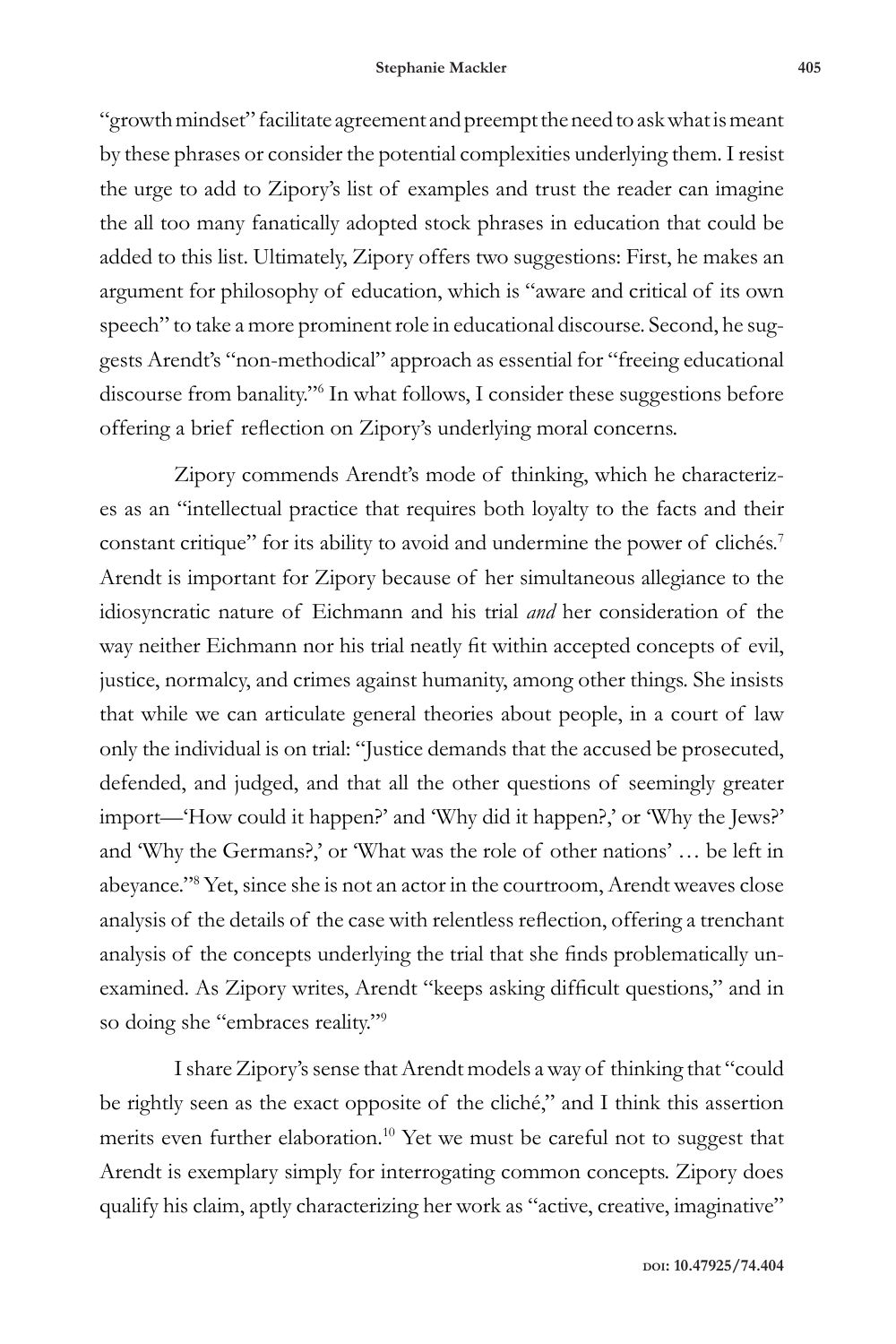"growth mindset" facilitate agreement and preempt the need to ask what is meant by these phrases or consider the potential complexities underlying them. I resist the urge to add to Zipory's list of examples and trust the reader can imagine the all too many fanatically adopted stock phrases in education that could be added to this list. Ultimately, Zipory offers two suggestions: First, he makes an argument for philosophy of education, which is "aware and critical of its own speech" to take a more prominent role in educational discourse. Second, he suggests Arendt's "non-methodical" approach as essential for "freeing educational discourse from banality."[6] In what follows, I consider these suggestions before offering a brief reflection on Zipory's underlying moral concerns.

Zipory commends Arendt's mode of thinking, which he characterizes as an "intellectual practice that requires both loyalty to the facts and their constant critique" for its ability to avoid and undermine the power of clichés.[7] Arendt is important for Zipory because of her simultaneous allegiance to the idiosyncratic nature of Eichmann and his trial *and* her consideration of the way neither Eichmann nor his trial neatly fit within accepted concepts of evil, justice, normalcy, and crimes against humanity, among other things. She insists that while we can articulate general theories about people, in a court of law only the individual is on trial: "Justice demands that the accused be prosecuted, defended, and judged, and that all the other questions of seemingly greater import—'How could it happen?' and 'Why did it happen?,' or 'Why the Jews?' and 'Why the Germans?,' or 'What was the role of other nations' … be left in abeyance."[8] Yet, since she is not an actor in the courtroom, Arendt weaves close analysis of the details of the case with relentless reflection, offering a trenchant analysis of the concepts underlying the trial that she finds problematically unexamined. As Zipory writes, Arendt "keeps asking difficult questions," and in so doing she "embraces reality."[9]

I share Zipory's sense that Arendt models a way of thinking that "could be rightly seen as the exact opposite of the cliché," and I think this assertion merits even further elaboration.[10] Yet we must be careful not to suggest that Arendt is exemplary simply for interrogating common concepts. Zipory does qualify his claim, aptly characterizing her work as "active, creative, imaginative"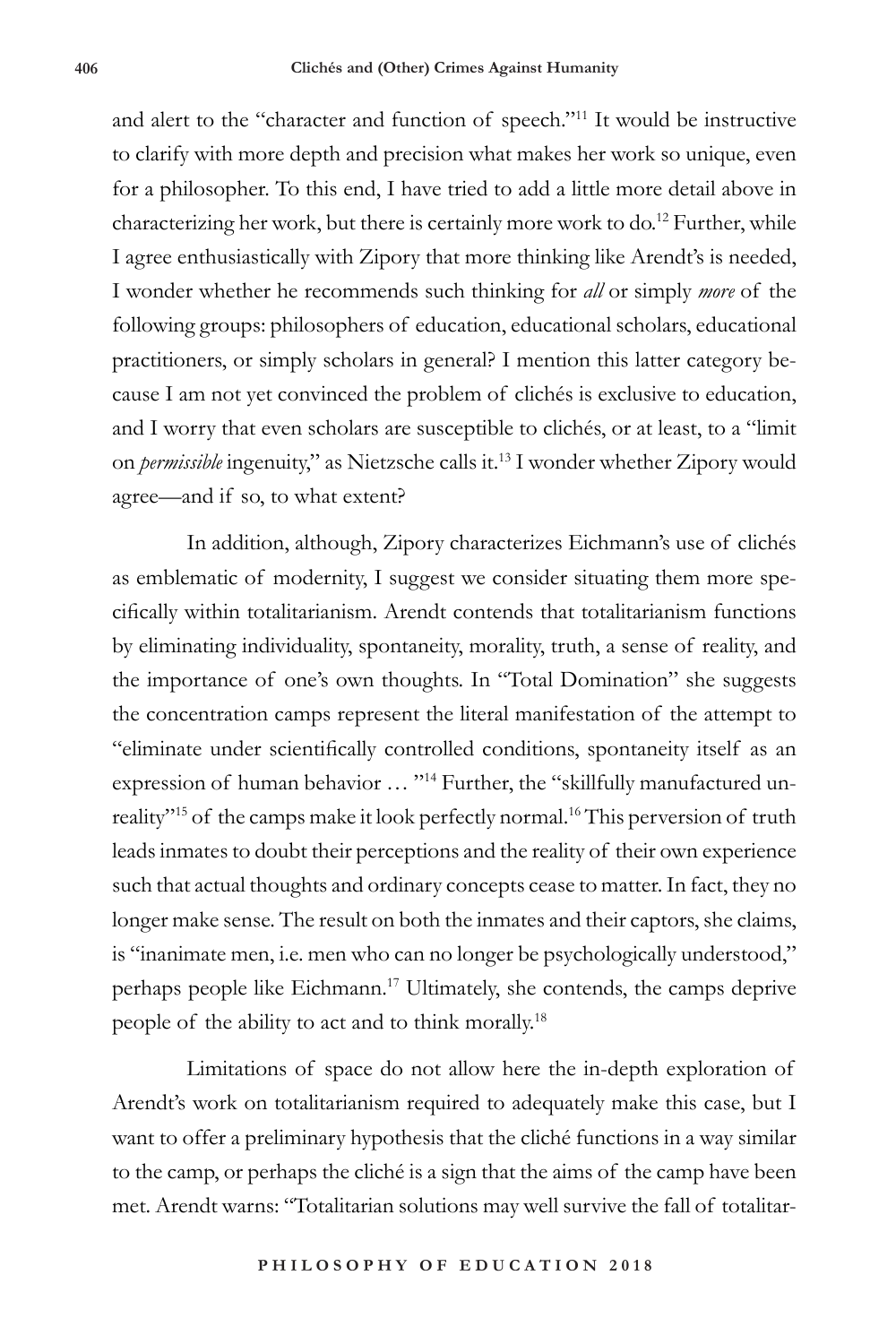and alert to the "character and function of speech."[11] It would be instructive to clarify with more depth and precision what makes her work so unique, even for a philosopher. To this end, I have tried to add a little more detail above in characterizing her work, but there is certainly more work to do.[12] Further, while I agree enthusiastically with Zipory that more thinking like Arendt's is needed, I wonder whether he recommends such thinking for *all* or simply *more* of the following groups: philosophers of education, educational scholars, educational practitioners, or simply scholars in general? I mention this latter category because I am not yet convinced the problem of clichés is exclusive to education, and I worry that even scholars are susceptible to clichés, or at least, to a "limit on *permissible* ingenuity," as Nietzsche calls it.[13] I wonder whether Zipory would agree—and if so, to what extent?

In addition, although, Zipory characterizes Eichmann's use of clichés as emblematic of modernity, I suggest we consider situating them more specifically within totalitarianism. Arendt contends that totalitarianism functions by eliminating individuality, spontaneity, morality, truth, a sense of reality, and the importance of one's own thoughts. In "Total Domination" she suggests the concentration camps represent the literal manifestation of the attempt to "eliminate under scientifically controlled conditions, spontaneity itself as an expression of human behavior … "[14] Further, the "skillfully manufactured unreality"[15] of the camps make it look perfectly normal.[16] This perversion of truth leads inmates to doubt their perceptions and the reality of their own experience such that actual thoughts and ordinary concepts cease to matter. In fact, they no longer make sense. The result on both the inmates and their captors, she claims, is "inanimate men, i.e. men who can no longer be psychologically understood," perhaps people like Eichmann.[17] Ultimately, she contends, the camps deprive people of the ability to act and to think morally.[18]

Limitations of space do not allow here the in-depth exploration of Arendt's work on totalitarianism required to adequately make this case, but I want to offer a preliminary hypothesis that the cliché functions in a way similar to the camp, or perhaps the cliché is a sign that the aims of the camp have been met. Arendt warns: "Totalitarian solutions may well survive the fall of totalitar-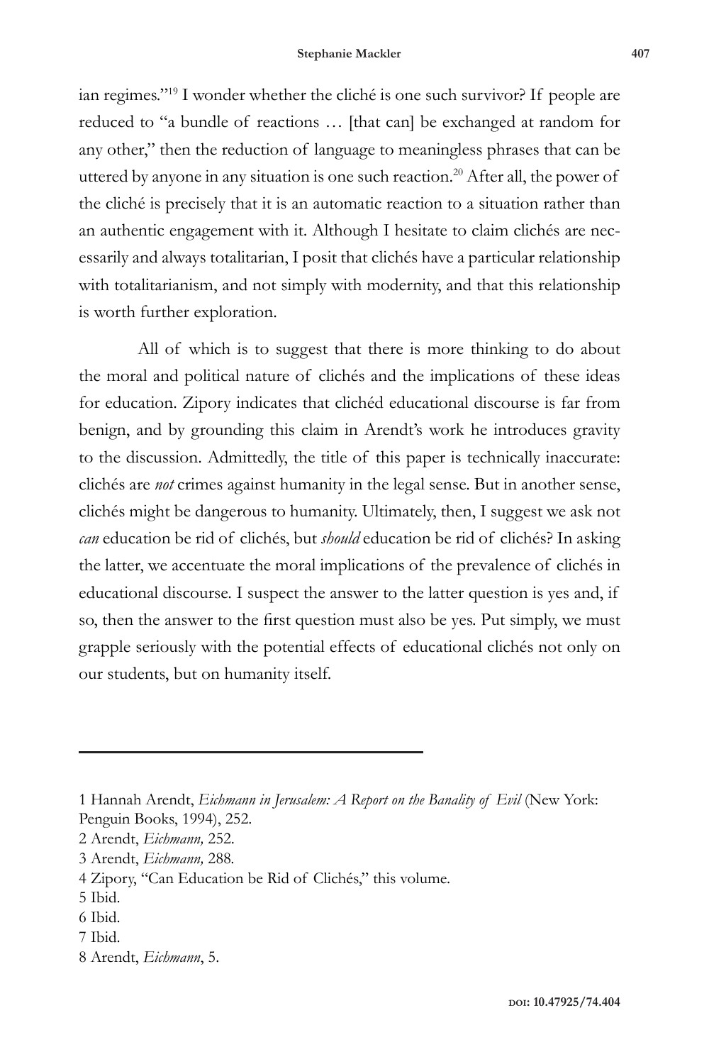ian regimes."[19] I wonder whether the cliché is one such survivor? If people are reduced to "a bundle of reactions … [that can] be exchanged at random for any other," then the reduction of language to meaningless phrases that can be uttered by anyone in any situation is one such reaction.[20] After all, the power of the cliché is precisely that it is an automatic reaction to a situation rather than an authentic engagement with it. Although I hesitate to claim clichés are necessarily and always totalitarian, I posit that clichés have a particular relationship with totalitarianism, and not simply with modernity, and that this relationship is worth further exploration.

All of which is to suggest that there is more thinking to do about the moral and political nature of clichés and the implications of these ideas for education. Zipory indicates that clichéd educational discourse is far from benign, and by grounding this claim in Arendt's work he introduces gravity to the discussion. Admittedly, the title of this paper is technically inaccurate: clichés are *not* crimes against humanity in the legal sense. But in another sense, clichés might be dangerous to humanity. Ultimately, then, I suggest we ask not *can* education be rid of clichés, but *should* education be rid of clichés? In asking the latter, we accentuate the moral implications of the prevalence of clichés in educational discourse. I suspect the answer to the latter question is yes and, if so, then the answer to the first question must also be yes. Put simply, we must grapple seriously with the potential effects of educational clichés not only on our students, but on humanity itself.

---

1 Hannah Arendt, *Eichmann in Jerusalem: A Report on the Banality of Evil* (New York: Penguin Books, 1994), 252.

2 Arendt, *Eichmann,* 252.

3 Arendt, *Eichmann,* 288.

4 Zipory, "Can Education be Rid of Clichés," this volume.

5 Ibid.

6 Ibid.

7 Ibid.

8 Arendt, *Eichmann*, 5.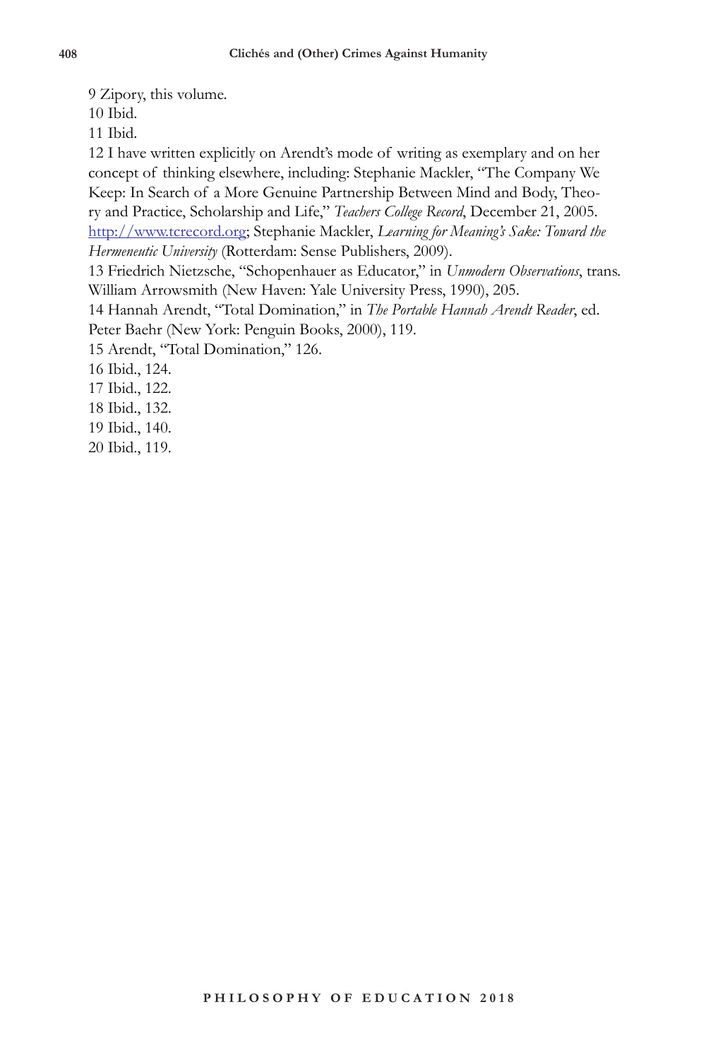9 Zipory, this volume.

10 Ibid.

11 Ibid.

12 I have written explicitly on Arendt's mode of writing as exemplary and on her concept of thinking elsewhere, including: Stephanie Mackler, "The Company We Keep: In Search of a More Genuine Partnership Between Mind and Body, Theory and Practice, Scholarship and Life," *Teachers College Record*, December 21, 2005. http://www.tcrecord.org; Stephanie Mackler, *Learning for Meaning's Sake: Toward the Hermeneutic University* (Rotterdam: Sense Publishers, 2009).

13 Friedrich Nietzsche, "Schopenhauer as Educator," in *Unmodern Observations*, trans. William Arrowsmith (New Haven: Yale University Press, 1990), 205.

14 Hannah Arendt, "Total Domination," in *The Portable Hannah Arendt Reader*, ed. Peter Baehr (New York: Penguin Books, 2000), 119.

15 Arendt, "Total Domination," 126.

16 Ibid., 124.

17 Ibid., 122.

18 Ibid., 132.

19 Ibid., 140.

20 Ibid., 119.